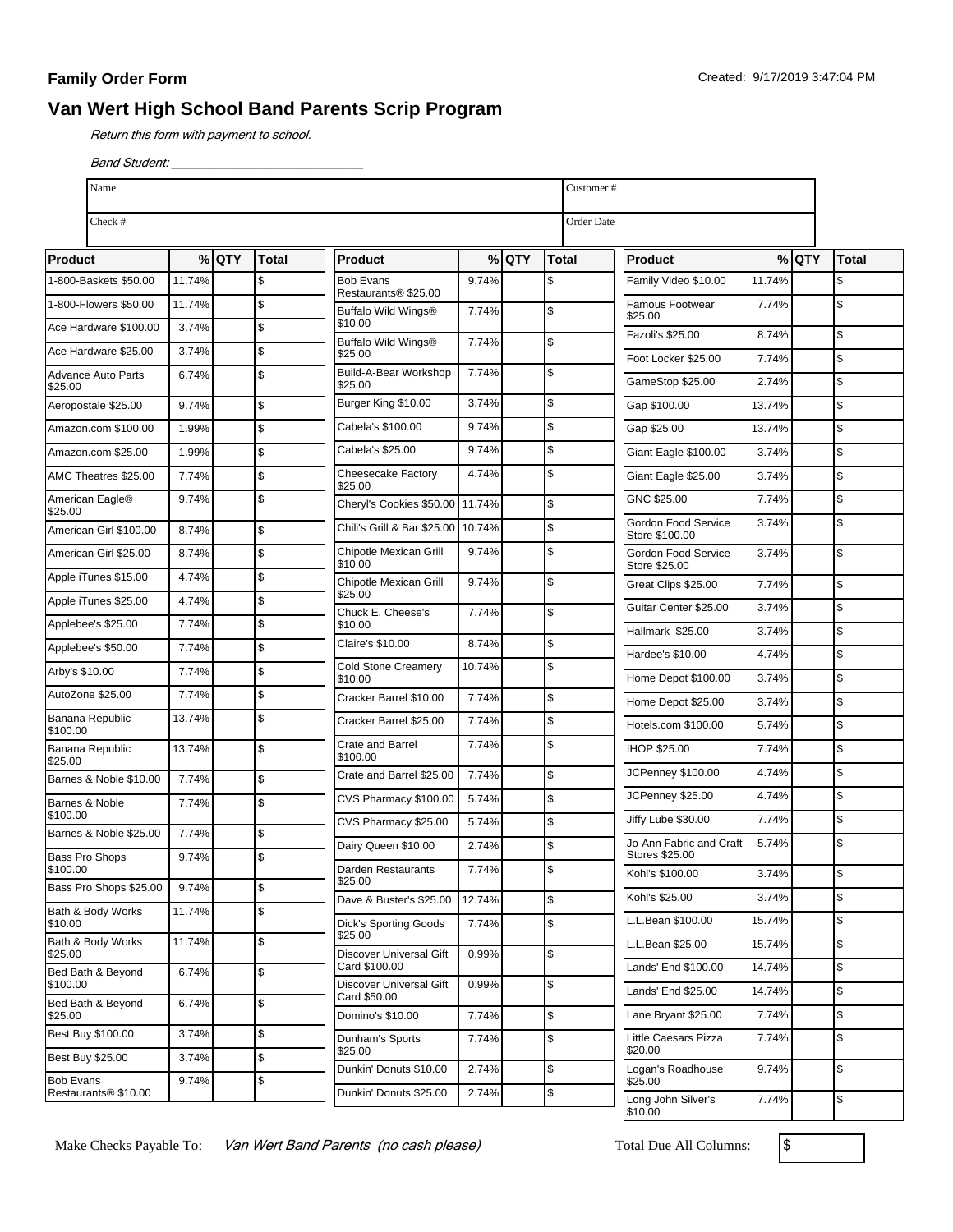**Family Order Form**

Created: 9/17/2019 3:47:04 PM

## Van Wert High School Band Parents Scrip Program

*Return this form with payment to school.*

*Band Student:* ______________________________

| Name | Customer # |
|---|---|
| Check # | Order Date |

| Product | % | QTY | Total |
|---|---|---|---|
| 1-800-Baskets $50.00 | 11.74% | | $ |
| 1-800-Flowers $50.00 | 11.74% | | $ |
| Ace Hardware $100.00 | 3.74% | | $ |
| Ace Hardware $25.00 | 3.74% | | $ |
| Advance Auto Parts $25.00 | 6.74% | | $ |
| Aeropostale $25.00 | 9.74% | | $ |
| Amazon.com $100.00 | 1.99% | | $ |
| Amazon.com $25.00 | 1.99% | | $ |
| AMC Theatres $25.00 | 7.74% | | $ |
| American Eagle® $25.00 | 9.74% | | $ |
| American Girl $100.00 | 8.74% | | $ |
| American Girl $25.00 | 8.74% | | $ |
| Apple iTunes $15.00 | 4.74% | | $ |
| Apple iTunes $25.00 | 4.74% | | $ |
| Applebee's $25.00 | 7.74% | | $ |
| Applebee's $50.00 | 7.74% | | $ |
| Arby's $10.00 | 7.74% | | $ |
| AutoZone $25.00 | 7.74% | | $ |
| Banana Republic $100.00 | 13.74% | | $ |
| Banana Republic $25.00 | 13.74% | | $ |
| Barnes & Noble $10.00 | 7.74% | | $ |
| Barnes & Noble $100.00 | 7.74% | | $ |
| Barnes & Noble $25.00 | 7.74% | | $ |
| Bass Pro Shops $100.00 | 9.74% | | $ |
| Bass Pro Shops $25.00 | 9.74% | | $ |
| Bath & Body Works $10.00 | 11.74% | | $ |
| Bath & Body Works $25.00 | 11.74% | | $ |
| Bed Bath & Beyond $100.00 | 6.74% | | $ |
| Bed Bath & Beyond $25.00 | 6.74% | | $ |
| Best Buy $100.00 | 3.74% | | $ |
| Best Buy $25.00 | 3.74% | | $ |
| Bob Evans Restaurants® $10.00 | 9.74% | | $ |
| Bob Evans Restaurants® $25.00 | 9.74% | | $ |
| Buffalo Wild Wings® $10.00 | 7.74% | | $ |
| Buffalo Wild Wings® $25.00 | 7.74% | | $ |
| Build-A-Bear Workshop $25.00 | 7.74% | | $ |
| Burger King $10.00 | 3.74% | | $ |
| Cabela's $100.00 | 9.74% | | $ |
| Cabela's $25.00 | 9.74% | | $ |
| Cheesecake Factory $25.00 | 4.74% | | $ |
| Cheryl's Cookies $50.00 | 11.74% | | $ |
| Chili's Grill & Bar $25.00 | 10.74% | | $ |
| Chipotle Mexican Grill $10.00 | 9.74% | | $ |
| Chipotle Mexican Grill $25.00 | 9.74% | | $ |
| Chuck E. Cheese's $10.00 | 7.74% | | $ |
| Claire's $10.00 | 8.74% | | $ |
| Cold Stone Creamery $10.00 | 10.74% | | $ |
| Cracker Barrel $10.00 | 7.74% | | $ |
| Cracker Barrel $25.00 | 7.74% | | $ |
| Crate and Barrel $100.00 | 7.74% | | $ |
| Crate and Barrel $25.00 | 7.74% | | $ |
| CVS Pharmacy $100.00 | 5.74% | | $ |
| CVS Pharmacy $25.00 | 5.74% | | $ |
| Dairy Queen $10.00 | 2.74% | | $ |
| Darden Restaurants $25.00 | 7.74% | | $ |
| Dave & Buster's $25.00 | 12.74% | | $ |
| Dick's Sporting Goods $25.00 | 7.74% | | $ |
| Discover Universal Gift Card $100.00 | 0.99% | | $ |
| Discover Universal Gift Card $50.00 | 0.99% | | $ |
| Domino's $10.00 | 7.74% | | $ |
| Dunham's Sports $25.00 | 7.74% | | $ |
| Dunkin' Donuts $10.00 | 2.74% | | $ |
| Dunkin' Donuts $25.00 | 2.74% | | $ |
| Family Video $10.00 | 11.74% | | $ |
| Famous Footwear $25.00 | 7.74% | | $ |
| Fazoli's $25.00 | 8.74% | | $ |
| Foot Locker $25.00 | 7.74% | | $ |
| GameStop $25.00 | 2.74% | | $ |
| Gap $100.00 | 13.74% | | $ |
| Gap $25.00 | 13.74% | | $ |
| Giant Eagle $100.00 | 3.74% | | $ |
| Giant Eagle $25.00 | 3.74% | | $ |
| GNC $25.00 | 7.74% | | $ |
| Gordon Food Service Store $100.00 | 3.74% | | $ |
| Gordon Food Service Store $25.00 | 3.74% | | $ |
| Great Clips $25.00 | 7.74% | | $ |
| Guitar Center $25.00 | 3.74% | | $ |
| Hallmark $25.00 | 3.74% | | $ |
| Hardee's $10.00 | 4.74% | | $ |
| Home Depot $100.00 | 3.74% | | $ |
| Home Depot $25.00 | 3.74% | | $ |
| Hotels.com $100.00 | 5.74% | | $ |
| IHOP $25.00 | 7.74% | | $ |
| JCPenney $100.00 | 4.74% | | $ |
| JCPenney $25.00 | 4.74% | | $ |
| Jiffy Lube $30.00 | 7.74% | | $ |
| Jo-Ann Fabric and Craft Stores $25.00 | 5.74% | | $ |
| Kohl's $100.00 | 3.74% | | $ |
| Kohl's $25.00 | 3.74% | | $ |
| L.L.Bean $100.00 | 15.74% | | $ |
| L.L.Bean $25.00 | 15.74% | | $ |
| Lands' End $100.00 | 14.74% | | $ |
| Lands' End $25.00 | 14.74% | | $ |
| Lane Bryant $25.00 | 7.74% | | $ |
| Little Caesars Pizza $20.00 | 7.74% | | $ |
| Logan's Roadhouse $25.00 | 9.74% | | $ |
| Long John Silver's $10.00 | 7.74% | | $ |

Make Checks Payable To: *Van Wert Band Parents (no cash please)*

Total Due All Columns: $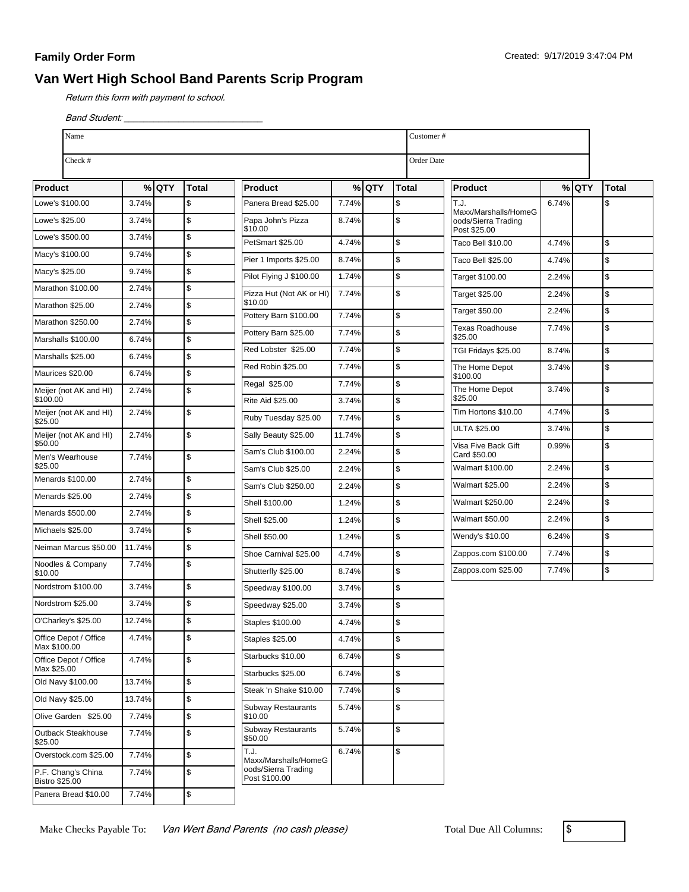**Family Order Form**

Created: 9/17/2019 3:47:04 PM

## Van Wert High School Band Parents Scrip Program

*Return this form with payment to school.*

*Band Student: ___________________________*

| | |
|---|---|
| Name | Customer # |
| Check # | Order Date |

| Product | % | QTY | Total |
|---|---|---|---|
| Lowe's $100.00 | 3.74% | | $ |
| Lowe's $25.00 | 3.74% | | $ |
| Lowe's $500.00 | 3.74% | | $ |
| Macy's $100.00 | 9.74% | | $ |
| Macy's $25.00 | 9.74% | | $ |
| Marathon $100.00 | 2.74% | | $ |
| Marathon $25.00 | 2.74% | | $ |
| Marathon $250.00 | 2.74% | | $ |
| Marshalls $100.00 | 6.74% | | $ |
| Marshalls $25.00 | 6.74% | | $ |
| Maurices $20.00 | 6.74% | | $ |
| Meijer (not AK and HI) $100.00 | 2.74% | | $ |
| Meijer (not AK and HI) $25.00 | 2.74% | | $ |
| Meijer (not AK and HI) $50.00 | 2.74% | | $ |
| Men's Wearhouse $25.00 | 7.74% | | $ |
| Menards $100.00 | 2.74% | | $ |
| Menards $25.00 | 2.74% | | $ |
| Menards $500.00 | 2.74% | | $ |
| Michaels $25.00 | 3.74% | | $ |
| Neiman Marcus $50.00 | 11.74% | | $ |
| Noodles & Company $10.00 | 7.74% | | $ |
| Nordstrom $100.00 | 3.74% | | $ |
| Nordstrom $25.00 | 3.74% | | $ |
| O'Charley's $25.00 | 12.74% | | $ |
| Office Depot / Office Max $100.00 | 4.74% | | $ |
| Office Depot / Office Max $25.00 | 4.74% | | $ |
| Old Navy $100.00 | 13.74% | | $ |
| Old Navy $25.00 | 13.74% | | $ |
| Olive Garden $25.00 | 7.74% | | $ |
| Outback Steakhouse $25.00 | 7.74% | | $ |
| Overstock.com $25.00 | 7.74% | | $ |
| P.F. Chang's China Bistro $25.00 | 7.74% | | $ |
| Panera Bread $10.00 | 7.74% | | $ |
| Panera Bread $25.00 | 7.74% | | $ |
| Papa John's Pizza $10.00 | 8.74% | | $ |
| PetSmart $25.00 | 4.74% | | $ |
| Pier 1 Imports $25.00 | 8.74% | | $ |
| Pilot Flying J $100.00 | 1.74% | | $ |
| Pizza Hut (Not AK or HI) $10.00 | 7.74% | | $ |
| Pottery Barn $100.00 | 7.74% | | $ |
| Pottery Barn $25.00 | 7.74% | | $ |
| Red Lobster $25.00 | 7.74% | | $ |
| Red Robin $25.00 | 7.74% | | $ |
| Regal $25.00 | 7.74% | | $ |
| Rite Aid $25.00 | 3.74% | | $ |
| Ruby Tuesday $25.00 | 7.74% | | $ |
| Sally Beauty $25.00 | 11.74% | | $ |
| Sam's Club $100.00 | 2.24% | | $ |
| Sam's Club $25.00 | 2.24% | | $ |
| Sam's Club $250.00 | 2.24% | | $ |
| Shell $100.00 | 1.24% | | $ |
| Shell $25.00 | 1.24% | | $ |
| Shell $50.00 | 1.24% | | $ |
| Shoe Carnival $25.00 | 4.74% | | $ |
| Shutterfly $25.00 | 8.74% | | $ |
| Speedway $100.00 | 3.74% | | $ |
| Speedway $25.00 | 3.74% | | $ |
| Staples $100.00 | 4.74% | | $ |
| Staples $25.00 | 4.74% | | $ |
| Starbucks $10.00 | 6.74% | | $ |
| Starbucks $25.00 | 6.74% | | $ |
| Steak 'n Shake $10.00 | 7.74% | | $ |
| Subway Restaurants $10.00 | 5.74% | | $ |
| Subway Restaurants $50.00 | 5.74% | | $ |
| T.J. Maxx/Marshalls/HomeGoods/Sierra Trading Post $100.00 | 6.74% | | $ |
| T.J. Maxx/Marshalls/HomeGoods/Sierra Trading Post $25.00 | 6.74% | | $ |
| Taco Bell $10.00 | 4.74% | | $ |
| Taco Bell $25.00 | 4.74% | | $ |
| Target $100.00 | 2.24% | | $ |
| Target $25.00 | 2.24% | | $ |
| Target $50.00 | 2.24% | | $ |
| Texas Roadhouse $25.00 | 7.74% | | $ |
| TGI Fridays $25.00 | 8.74% | | $ |
| The Home Depot $100.00 | 3.74% | | $ |
| The Home Depot $25.00 | 3.74% | | $ |
| Tim Hortons $10.00 | 4.74% | | $ |
| ULTA $25.00 | 3.74% | | $ |
| Visa Five Back Gift Card $50.00 | 0.99% | | $ |
| Walmart $100.00 | 2.24% | | $ |
| Walmart $25.00 | 2.24% | | $ |
| Walmart $250.00 | 2.24% | | $ |
| Walmart $50.00 | 2.24% | | $ |
| Wendy's $10.00 | 6.24% | | $ |
| Zappos.com $100.00 | 7.74% | | $ |
| Zappos.com $25.00 | 7.74% | | $ |

Make Checks Payable To: *Van Wert Band Parents (no cash please)*

Total Due All Columns: $